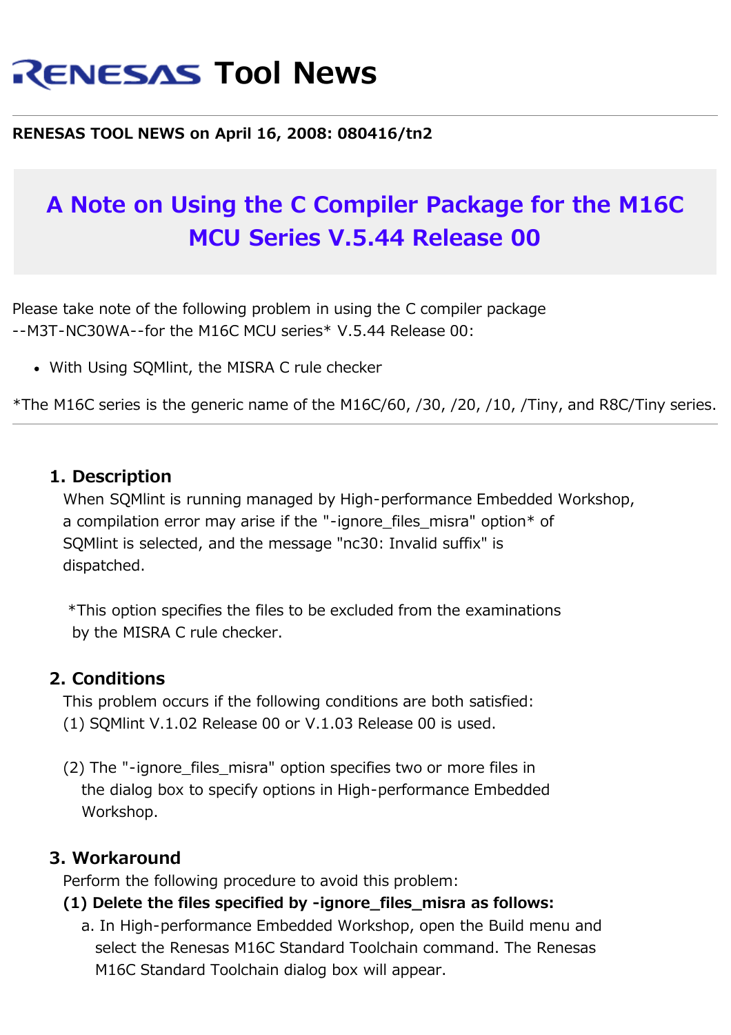# RENESAS Tool News

**RENESAS TOOL NEWS on April 16, 2008: 080416/tn2**

## A Note on Using the C Compiler Package for the M16C MCU Series V.5.44 Release 00

Please take note of the following problem in using the C compiler package --M3T-NC30WA--for the M16C MCU series* V.5.44 Release 00:

- With Using SQMlint, the MISRA C rule checker

*The M16C series is the generic name of the M16C/60, /30, /20, /10, /Tiny, and R8C/Tiny series.

---

### 1. Description

When SQMlint is running managed by High-performance Embedded Workshop, a compilation error may arise if the "-ignore_files_misra" option* of SQMlint is selected, and the message "nc30: Invalid suffix" is dispatched.

*This option specifies the files to be excluded from the examinations by the MISRA C rule checker.

### 2. Conditions

This problem occurs if the following conditions are both satisfied:

(1) SQMlint V.1.02 Release 00 or V.1.03 Release 00 is used.

(2) The "-ignore_files_misra" option specifies two or more files in the dialog box to specify options in High-performance Embedded Workshop.

### 3. Workaround

Perform the following procedure to avoid this problem:

**(1) Delete the files specified by -ignore_files_misra as follows:**

a. In High-performance Embedded Workshop, open the Build menu and select the Renesas M16C Standard Toolchain command. The Renesas M16C Standard Toolchain dialog box will appear.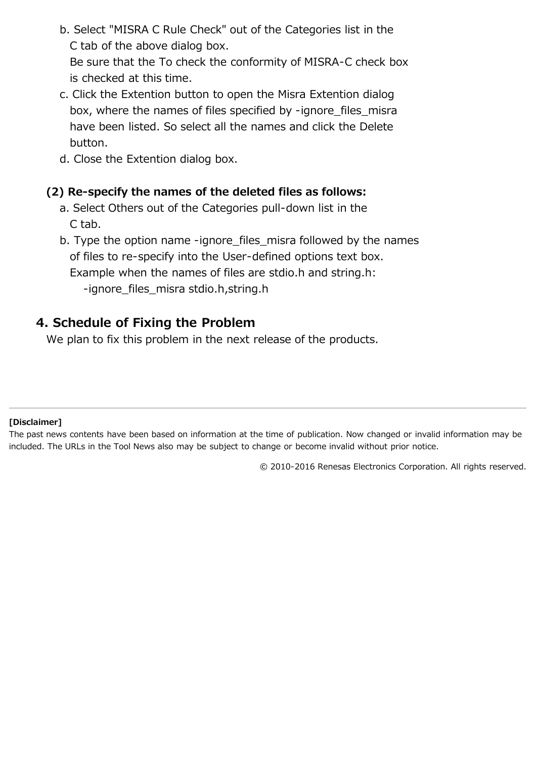b. Select "MISRA C Rule Check" out of the Categories list in the C tab of the above dialog box.
   Be sure that the To check the conformity of MISRA-C check box is checked at this time.

c. Click the Extention button to open the Misra Extention dialog box, where the names of files specified by -ignore_files_misra have been listed. So select all the names and click the Delete button.

d. Close the Extention dialog box.

**(2) Re-specify the names of the deleted files as follows:**

a. Select Others out of the Categories pull-down list in the C tab.

b. Type the option name -ignore_files_misra followed by the names of files to re-specify into the User-defined options text box.
   Example when the names of files are stdio.h and string.h:

```
-ignore_files_misra stdio.h,string.h
```

## 4. Schedule of Fixing the Problem

We plan to fix this problem in the next release of the products.

---

**[Disclaimer]**

The past news contents have been based on information at the time of publication. Now changed or invalid information may be included. The URLs in the Tool News also may be subject to change or become invalid without prior notice.

© 2010-2016 Renesas Electronics Corporation. All rights reserved.